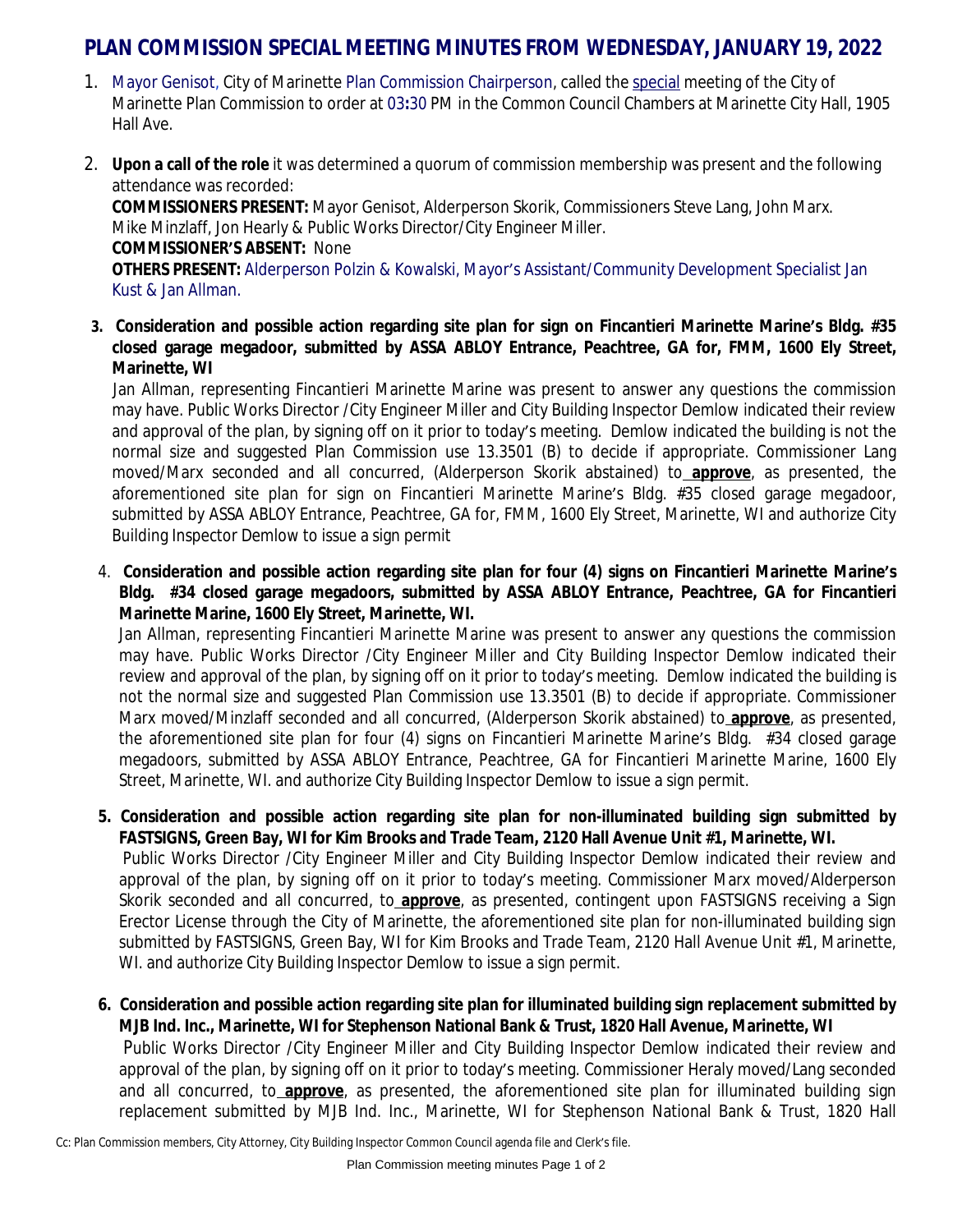# PLAN COMMISSION SPECIAL MEETING MINUTES FROM WEDNESDAY, JANUARY 19, 2022

1. Mayor Genisot, City of Marinette Plan Commission Chairperson, called the special meeting of the City of Marinette Plan Commission to order at 03:30 PM in the Common Council Chambers at Marinette City Hall, 1905 Hall Ave.

2. **Upon a call of the role** it was determined a quorum of commission membership was present and the following attendance was recorded:
   **COMMISSIONERS PRESENT:** Mayor Genisot, Alderperson Skorik, Commissioners Steve Lang, John Marx. Mike Minzlaff, Jon Hearly & Public Works Director/City Engineer Miller.
   **COMMISSIONER'S ABSENT:** None
   **OTHERS PRESENT:** Alderperson Polzin & Kowalski, Mayor's Assistant/Community Development Specialist Jan Kust & Jan Allman.

3. **Consideration and possible action regarding site plan for sign on Fincantieri Marinette Marine's Bldg. #35 closed garage megadoor, submitted by ASSA ABLOY Entrance, Peachtree, GA for, FMM, 1600 Ely Street, Marinette, WI**
   Jan Allman, representing Fincantieri Marinette Marine was present to answer any questions the commission may have. Public Works Director /City Engineer Miller and City Building Inspector Demlow indicated their review and approval of the plan, by signing off on it prior to today's meeting. Demlow indicated the building is not the normal size and suggested Plan Commission use 13.3501 (B) to decide if appropriate. Commissioner Lang moved/Marx seconded and all concurred, (Alderperson Skorik abstained) to **approve**, as presented, the aforementioned site plan for sign on Fincantieri Marinette Marine's Bldg. #35 closed garage megadoor, submitted by ASSA ABLOY Entrance, Peachtree, GA for, FMM, 1600 Ely Street, Marinette, WI and authorize City Building Inspector Demlow to issue a sign permit

4. **Consideration and possible action regarding site plan for four (4) signs on Fincantieri Marinette Marine's Bldg. #34 closed garage megadoors, submitted by ASSA ABLOY Entrance, Peachtree, GA for Fincantieri Marinette Marine, 1600 Ely Street, Marinette, WI.**
   Jan Allman, representing Fincantieri Marinette Marine was present to answer any questions the commission may have. Public Works Director /City Engineer Miller and City Building Inspector Demlow indicated their review and approval of the plan, by signing off on it prior to today's meeting. Demlow indicated the building is not the normal size and suggested Plan Commission use 13.3501 (B) to decide if appropriate. Commissioner Marx moved/Minzlaff seconded and all concurred, (Alderperson Skorik abstained) to **approve**, as presented, the aforementioned site plan for four (4) signs on Fincantieri Marinette Marine's Bldg. #34 closed garage megadoors, submitted by ASSA ABLOY Entrance, Peachtree, GA for Fincantieri Marinette Marine, 1600 Ely Street, Marinette, WI. and authorize City Building Inspector Demlow to issue a sign permit.

5. **Consideration and possible action regarding site plan for non-illuminated building sign submitted by FASTSIGNS, Green Bay, WI for Kim Brooks and Trade Team, 2120 Hall Avenue Unit #1, Marinette, WI.**
   Public Works Director /City Engineer Miller and City Building Inspector Demlow indicated their review and approval of the plan, by signing off on it prior to today's meeting. Commissioner Marx moved/Alderperson Skorik seconded and all concurred, to **approve**, as presented, contingent upon FASTSIGNS receiving a Sign Erector License through the City of Marinette, the aforementioned site plan for non-illuminated building sign submitted by FASTSIGNS, Green Bay, WI for Kim Brooks and Trade Team, 2120 Hall Avenue Unit #1, Marinette, WI. and authorize City Building Inspector Demlow to issue a sign permit.

6. **Consideration and possible action regarding site plan for illuminated building sign replacement submitted by MJB Ind. Inc., Marinette, WI for Stephenson National Bank & Trust, 1820 Hall Avenue, Marinette, WI**
   Public Works Director /City Engineer Miller and City Building Inspector Demlow indicated their review and approval of the plan, by signing off on it prior to today's meeting. Commissioner Heraly moved/Lang seconded and all concurred, to **approve**, as presented, the aforementioned site plan for illuminated building sign replacement submitted by MJB Ind. Inc., Marinette, WI for Stephenson National Bank & Trust, 1820 Hall

Cc: Plan Commission members, City Attorney, City Building Inspector Common Council agenda file and Clerk's file.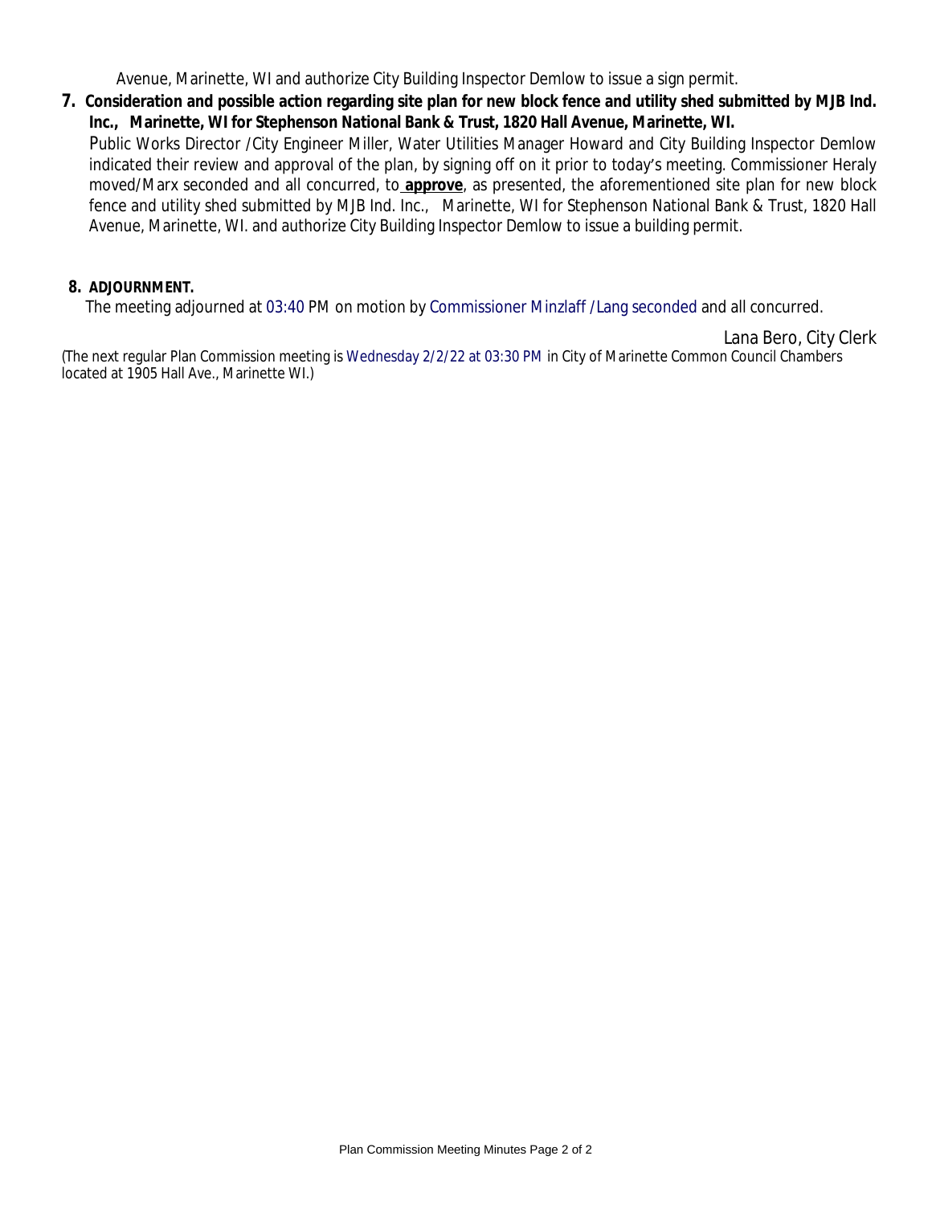Avenue, Marinette, WI and authorize City Building Inspector Demlow to issue a sign permit.

7. **Consideration and possible action regarding site plan for new block fence and utility shed submitted by MJB Ind. Inc., Marinette, WI for Stephenson National Bank & Trust, 1820 Hall Avenue, Marinette, WI.**

Public Works Director /City Engineer Miller, Water Utilities Manager Howard and City Building Inspector Demlow indicated their review and approval of the plan, by signing off on it prior to today's meeting. Commissioner Heraly moved/Marx seconded and all concurred, to **approve**, as presented, the aforementioned site plan for new block fence and utility shed submitted by MJB Ind. Inc., Marinette, WI for Stephenson National Bank & Trust, 1820 Hall Avenue, Marinette, WI. and authorize City Building Inspector Demlow to issue a building permit.

8. **ADJOURNMENT.**

The meeting adjourned at 03:40 PM on motion by Commissioner Minzlaff /Lang seconded and all concurred.

Lana Bero, City Clerk

(The next regular Plan Commission meeting is Wednesday 2/2/22 at 03:30 PM in City of Marinette Common Council Chambers located at 1905 Hall Ave., Marinette WI.)